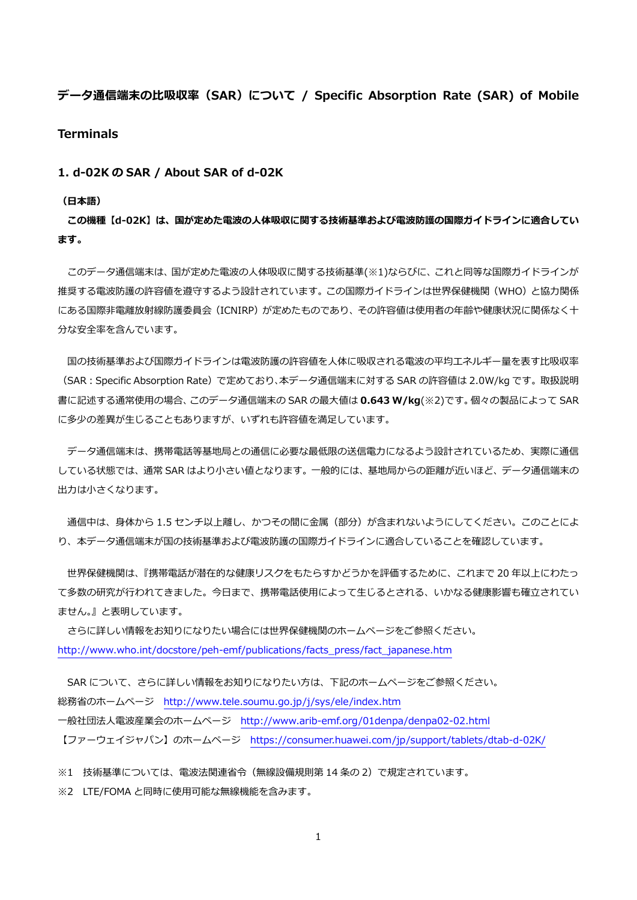# データ通信端末の比吸収率（SAR）について / Specific Absorption Rate (SAR) of Mobile Terminals

## 1. d-02K の SAR / About SAR of d-02K

**（日本語）**

**この機種【d-02K】は、国が定めた電波の人体吸収に関する技術基準および電波防護の国際ガイドラインに適合しています。**

このデータ通信端末は、国が定めた電波の人体吸収に関する技術基準(※1)ならびに、これと同等な国際ガイドラインが推奨する電波防護の許容値を遵守するよう設計されています。この国際ガイドラインは世界保健機関（WHO）と協力関係にある国際非電離放射線防護委員会（ICNIRP）が定めたものであり、その許容値は使用者の年齢や健康状況に関係なく十分な安全率を含んでいます。

国の技術基準および国際ガイドラインは電波防護の許容値を人体に吸収される電波の平均エネルギー量を表す比吸収率（SAR : Specific Absorption Rate）で定めており、本データ通信端末に対する SAR の許容値は 2.0W/kg です。取扱説明書に記述する通常使用の場合、このデータ通信端末の SAR の最大値は **0.643 W/kg**(※2)です。個々の製品によって SAR に多少の差異が生じることもありますが、いずれも許容値を満足しています。

データ通信端末は、携帯電話等基地局との通信に必要な最低限の送信電力になるよう設計されているため、実際に通信している状態では、通常 SAR はより小さい値となります。一般的には、基地局からの距離が近いほど、データ通信端末の出力は小さくなります。

通信中は、身体から 1.5 センチ以上離し、かつその間に金属（部分）が含まれないようにしてください。このことにより、本データ通信端末が国の技術基準および電波防護の国際ガイドラインに適合していることを確認しています。

世界保健機関は、『携帯電話が潜在的な健康リスクをもたらすかどうかを評価するために、これまで 20 年以上にわたって多数の研究が行われてきました。今日まで、携帯電話使用によって生じるとされる、いかなる健康影響も確立されていません。』と表明しています。

さらに詳しい情報をお知りになりたい場合には世界保健機関のホームページをご参照ください。
http://www.who.int/docstore/peh-emf/publications/facts_press/fact_japanese.htm

SAR について、さらに詳しい情報をお知りになりたい方は、下記のホームページをご参照ください。
総務省のホームページ　http://www.tele.soumu.go.jp/j/sys/ele/index.htm
一般社団法人電波産業会のホームページ　http://www.arib-emf.org/01denpa/denpa02-02.html
【ファーウェイジャパン】のホームページ　https://consumer.huawei.com/jp/support/tablets/dtab-d-02K/

※1　技術基準については、電波法関連省令（無線設備規則第 14 条の 2）で規定されています。
※2　LTE/FOMA と同時に使用可能な無線機能を含みます。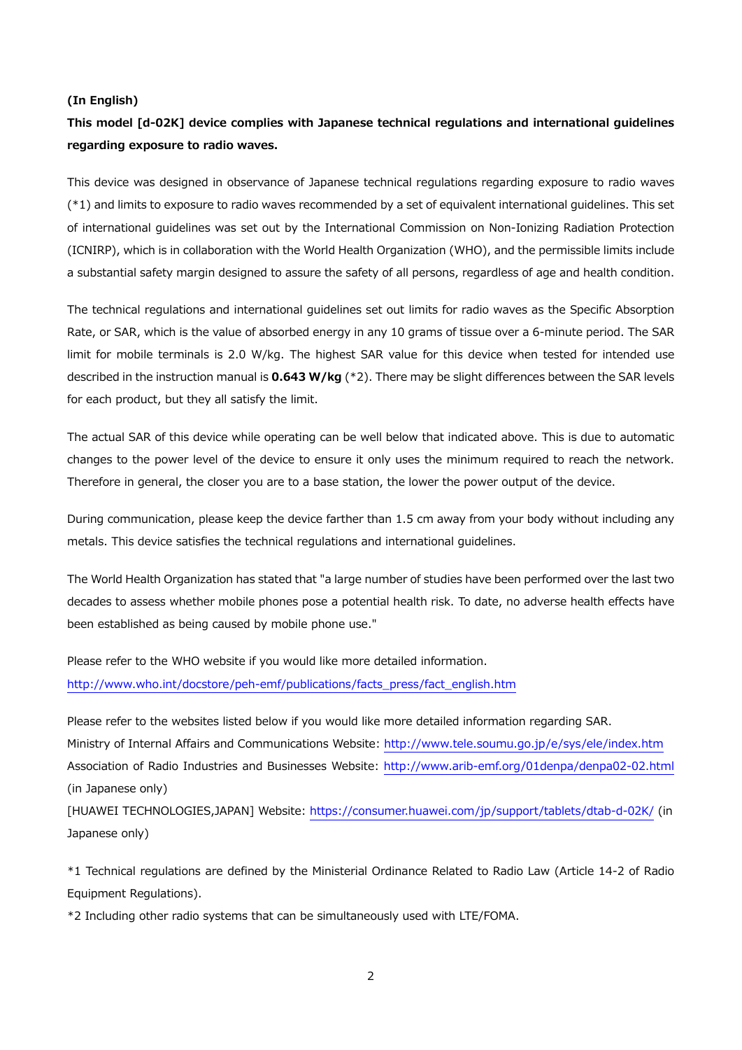**(In English)**

**This model [d-02K] device complies with Japanese technical regulations and international guidelines regarding exposure to radio waves.**

This device was designed in observance of Japanese technical regulations regarding exposure to radio waves (*1) and limits to exposure to radio waves recommended by a set of equivalent international guidelines. This set of international guidelines was set out by the International Commission on Non-Ionizing Radiation Protection (ICNIRP), which is in collaboration with the World Health Organization (WHO), and the permissible limits include a substantial safety margin designed to assure the safety of all persons, regardless of age and health condition.

The technical regulations and international guidelines set out limits for radio waves as the Specific Absorption Rate, or SAR, which is the value of absorbed energy in any 10 grams of tissue over a 6-minute period. The SAR limit for mobile terminals is 2.0 W/kg. The highest SAR value for this device when tested for intended use described in the instruction manual is **0.643 W/kg** (*2). There may be slight differences between the SAR levels for each product, but they all satisfy the limit.

The actual SAR of this device while operating can be well below that indicated above. This is due to automatic changes to the power level of the device to ensure it only uses the minimum required to reach the network. Therefore in general, the closer you are to a base station, the lower the power output of the device.

During communication, please keep the device farther than 1.5 cm away from your body without including any metals. This device satisfies the technical regulations and international guidelines.

The World Health Organization has stated that "a large number of studies have been performed over the last two decades to assess whether mobile phones pose a potential health risk. To date, no adverse health effects have been established as being caused by mobile phone use."

Please refer to the WHO website if you would like more detailed information.
http://www.who.int/docstore/peh-emf/publications/facts_press/fact_english.htm

Please refer to the websites listed below if you would like more detailed information regarding SAR.
Ministry of Internal Affairs and Communications Website: http://www.tele.soumu.go.jp/e/sys/ele/index.htm
Association of Radio Industries and Businesses Website: http://www.arib-emf.org/01denpa/denpa02-02.html (in Japanese only)
[HUAWEI TECHNOLOGIES,JAPAN] Website: https://consumer.huawei.com/jp/support/tablets/dtab-d-02K/ (in Japanese only)

*1 Technical regulations are defined by the Ministerial Ordinance Related to Radio Law (Article 14-2 of Radio Equipment Regulations).
*2 Including other radio systems that can be simultaneously used with LTE/FOMA.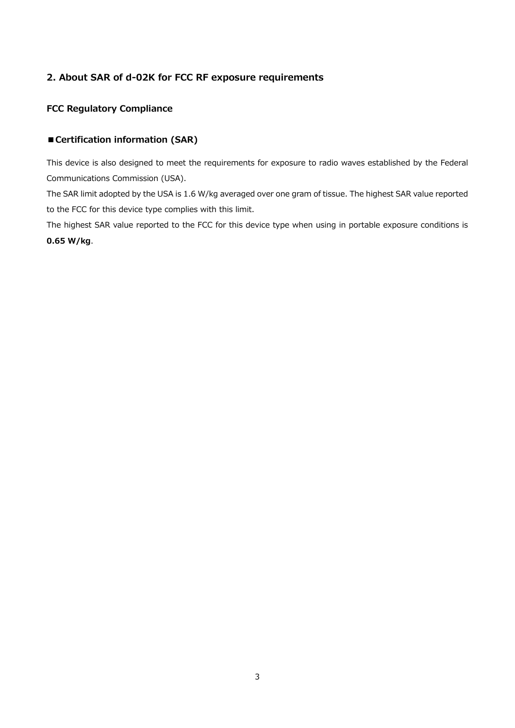## 2. About SAR of d-02K for FCC RF exposure requirements

### FCC Regulatory Compliance

### ■Certification information (SAR)

This device is also designed to meet the requirements for exposure to radio waves established by the Federal Communications Commission (USA).
The SAR limit adopted by the USA is 1.6 W/kg averaged over one gram of tissue. The highest SAR value reported to the FCC for this device type complies with this limit.
The highest SAR value reported to the FCC for this device type when using in portable exposure conditions is **0.65 W/kg**.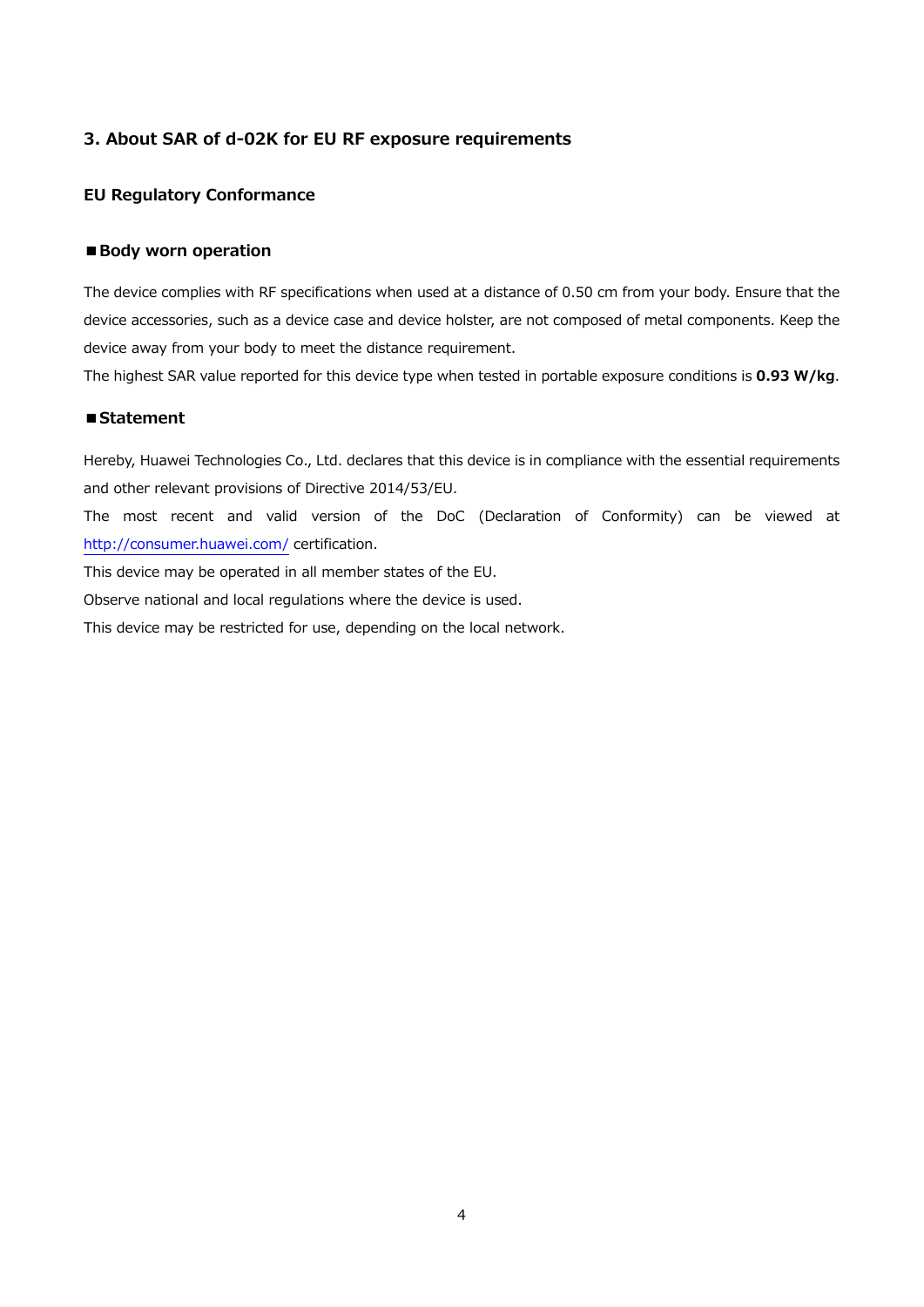## 3. About SAR of d-02K for EU RF exposure requirements

### EU Regulatory Conformance

#### ■Body worn operation

The device complies with RF specifications when used at a distance of 0.50 cm from your body. Ensure that the device accessories, such as a device case and device holster, are not composed of metal components. Keep the device away from your body to meet the distance requirement.

The highest SAR value reported for this device type when tested in portable exposure conditions is **0.93 W/kg**.

#### ■Statement

Hereby, Huawei Technologies Co., Ltd. declares that this device is in compliance with the essential requirements and other relevant provisions of Directive 2014/53/EU.

The most recent and valid version of the DoC (Declaration of Conformity) can be viewed at http://consumer.huawei.com/ certification.

This device may be operated in all member states of the EU.

Observe national and local regulations where the device is used.

This device may be restricted for use, depending on the local network.